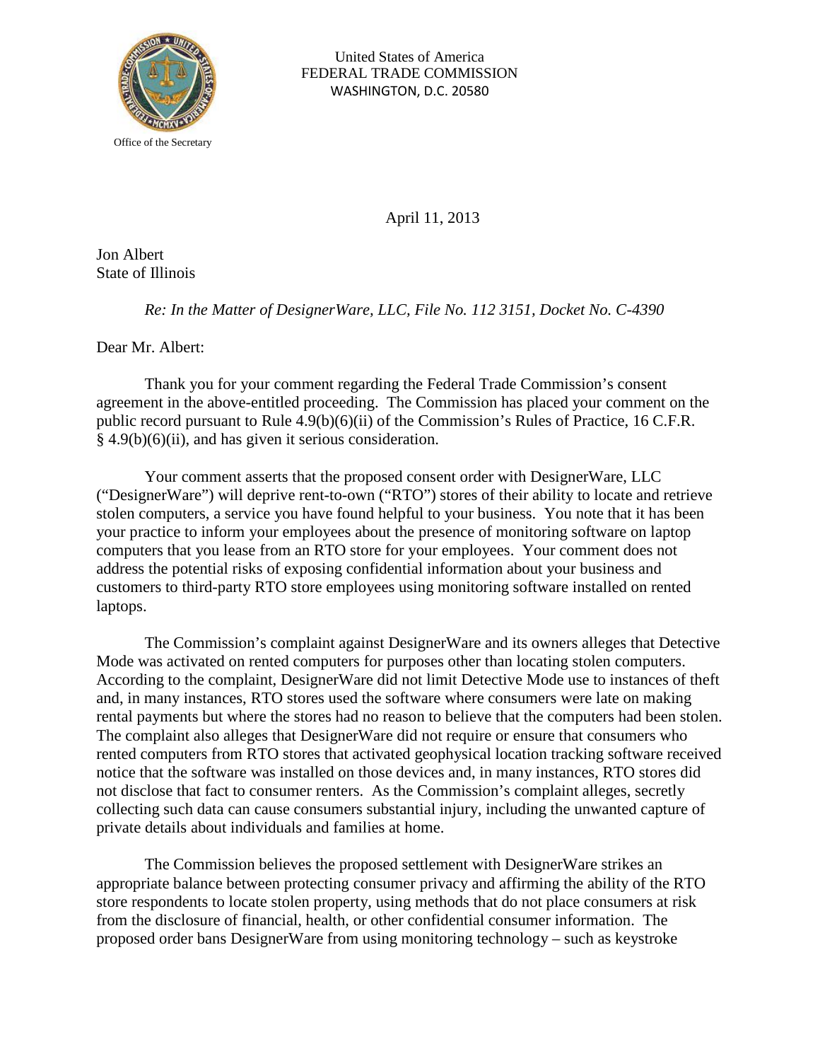Office of the Secretary

United States of America
FEDERAL TRADE COMMISSION
WASHINGTON, D.C. 20580

April 11, 2013

Jon Albert
State of Illinois

*Re: In the Matter of DesignerWare, LLC, File No. 112 3151, Docket No. C-4390*

Dear Mr. Albert:

Thank you for your comment regarding the Federal Trade Commission's consent agreement in the above-entitled proceeding. The Commission has placed your comment on the public record pursuant to Rule 4.9(b)(6)(ii) of the Commission's Rules of Practice, 16 C.F.R. § 4.9(b)(6)(ii), and has given it serious consideration.

Your comment asserts that the proposed consent order with DesignerWare, LLC ("DesignerWare") will deprive rent-to-own ("RTO") stores of their ability to locate and retrieve stolen computers, a service you have found helpful to your business. You note that it has been your practice to inform your employees about the presence of monitoring software on laptop computers that you lease from an RTO store for your employees. Your comment does not address the potential risks of exposing confidential information about your business and customers to third-party RTO store employees using monitoring software installed on rented laptops.

The Commission's complaint against DesignerWare and its owners alleges that Detective Mode was activated on rented computers for purposes other than locating stolen computers. According to the complaint, DesignerWare did not limit Detective Mode use to instances of theft and, in many instances, RTO stores used the software where consumers were late on making rental payments but where the stores had no reason to believe that the computers had been stolen. The complaint also alleges that DesignerWare did not require or ensure that consumers who rented computers from RTO stores that activated geophysical location tracking software received notice that the software was installed on those devices and, in many instances, RTO stores did not disclose that fact to consumer renters. As the Commission's complaint alleges, secretly collecting such data can cause consumers substantial injury, including the unwanted capture of private details about individuals and families at home.

The Commission believes the proposed settlement with DesignerWare strikes an appropriate balance between protecting consumer privacy and affirming the ability of the RTO store respondents to locate stolen property, using methods that do not place consumers at risk from the disclosure of financial, health, or other confidential consumer information. The proposed order bans DesignerWare from using monitoring technology – such as keystroke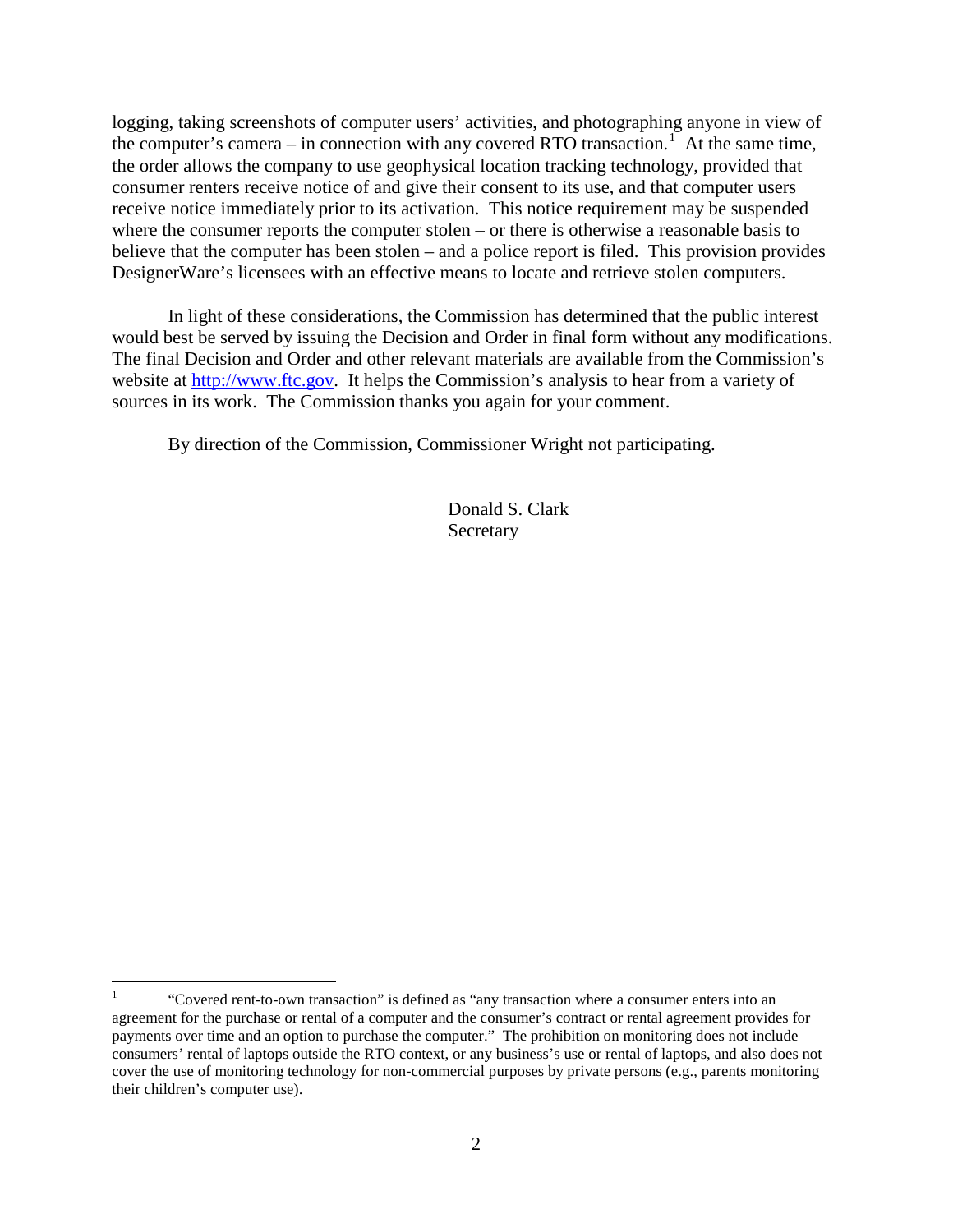logging, taking screenshots of computer users' activities, and photographing anyone in view of the computer's camera – in connection with any covered RTO transaction.[1] At the same time, the order allows the company to use geophysical location tracking technology, provided that consumer renters receive notice of and give their consent to its use, and that computer users receive notice immediately prior to its activation. This notice requirement may be suspended where the consumer reports the computer stolen – or there is otherwise a reasonable basis to believe that the computer has been stolen – and a police report is filed. This provision provides DesignerWare's licensees with an effective means to locate and retrieve stolen computers.

In light of these considerations, the Commission has determined that the public interest would best be served by issuing the Decision and Order in final form without any modifications. The final Decision and Order and other relevant materials are available from the Commission's website at http://www.ftc.gov. It helps the Commission's analysis to hear from a variety of sources in its work. The Commission thanks you again for your comment.

By direction of the Commission, Commissioner Wright not participating.

Donald S. Clark
Secretary

---

[1] "Covered rent-to-own transaction" is defined as "any transaction where a consumer enters into an agreement for the purchase or rental of a computer and the consumer's contract or rental agreement provides for payments over time and an option to purchase the computer." The prohibition on monitoring does not include consumers' rental of laptops outside the RTO context, or any business's use or rental of laptops, and also does not cover the use of monitoring technology for non-commercial purposes by private persons (e.g., parents monitoring their children's computer use).